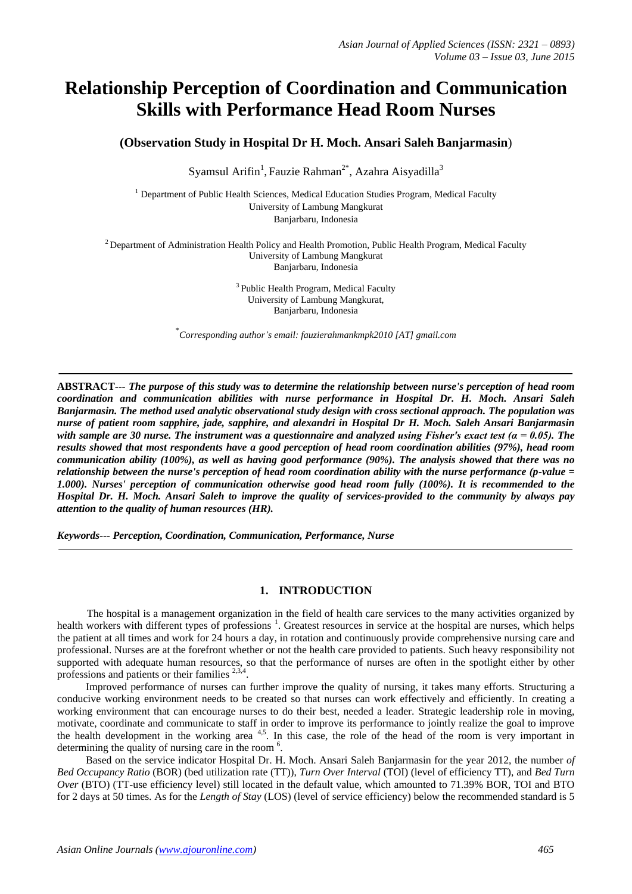# Relationship Perception of Coordination and Communication Skills with Performance Head Room Nurses

**(Observation Study in Hospital Dr H. Moch. Ansari Saleh Banjarmasin)**

Syamsul Arifin[1], Fauzie Rahman[2*], Azahra Aisyadilla[3]

[1] Department of Public Health Sciences, Medical Education Studies Program, Medical Faculty
University of Lambung Mangkurat
Banjarbaru, Indonesia

[2] Department of Administration Health Policy and Health Promotion, Public Health Program, Medical Faculty
University of Lambung Mangkurat
Banjarbaru, Indonesia

[3] Public Health Program, Medical Faculty
University of Lambung Mangkurat,
Banjarbaru, Indonesia

[*] *Corresponding author's email: fauzierahmankmpk2010 [AT] gmail.com*

---

**ABSTRACT---** ***The purpose of this study was to determine the relationship between nurse's perception of head room coordination and communication abilities with nurse performance in Hospital Dr. H. Moch. Ansari Saleh Banjarmasin. The method used analytic observational study design with cross sectional approach. The population was nurse of patient room sapphire, jade, sapphire, and alexandri in Hospital Dr H. Moch. Saleh Ansari Banjarmasin with sample are 30 nurse. The instrument was a questionnaire and analyzed using Fisher's exact test ($\alpha = 0.05$). The results showed that most respondents have a good perception of head room coordination abilities (97%), head room communication ability (100%), as well as having good performance (90%). The analysis showed that there was no relationship between the nurse's perception of head room coordination ability with the nurse performance (p-value = 1.000). Nurses' perception of communication otherwise good head room fully (100%). It is recommended to the Hospital Dr. H. Moch. Ansari Saleh to improve the quality of services-provided to the community by always pay attention to the quality of human resources (HR).***

***Keywords--- Perception, Coordination, Communication, Performance, Nurse***

---

## 1. INTRODUCTION

The hospital is a management organization in the field of health care services to the many activities organized by health workers with different types of professions [1]. Greatest resources in service at the hospital are nurses, which helps the patient at all times and work for 24 hours a day, in rotation and continuously provide comprehensive nursing care and professional. Nurses are at the forefront whether or not the health care provided to patients. Such heavy responsibility not supported with adequate human resources, so that the performance of nurses are often in the spotlight either by other professions and patients or their families [2,3,4].

Improved performance of nurses can further improve the quality of nursing, it takes many efforts. Structuring a conducive working environment needs to be created so that nurses can work effectively and efficiently. In creating a working environment that can encourage nurses to do their best, needed a leader. Strategic leadership role in moving, motivate, coordinate and communicate to staff in order to improve its performance to jointly realize the goal to improve the health development in the working area [4,5]. In this case, the role of the head of the room is very important in determining the quality of nursing care in the room [6].

Based on the service indicator Hospital Dr. H. Moch. Ansari Saleh Banjarmasin for the year 2012, the number *of Bed Occupancy Ratio* (BOR) (bed utilization rate (TT)), *Turn Over Interval* (TOI) (level of efficiency TT), and *Bed Turn Over* (BTO) (TT-use efficiency level) still located in the default value, which amounted to 71.39% BOR, TOI and BTO for 2 days at 50 times. As for the *Length of Stay* (LOS) (level of service efficiency) below the recommended standard is 5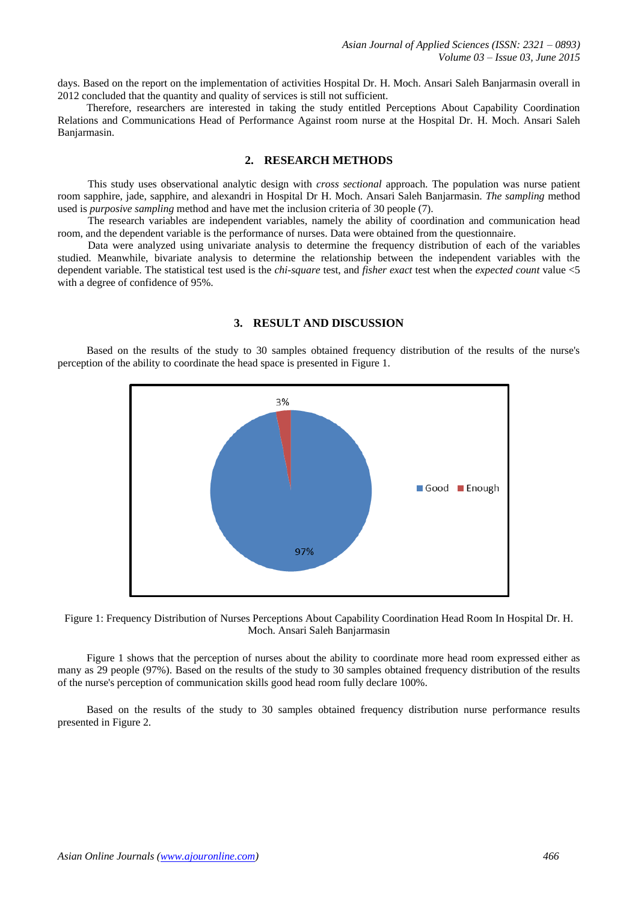days. Based on the report on the implementation of activities Hospital Dr. H. Moch. Ansari Saleh Banjarmasin overall in 2012 concluded that the quantity and quality of services is still not sufficient.

Therefore, researchers are interested in taking the study entitled Perceptions About Capability Coordination Relations and Communications Head of Performance Against room nurse at the Hospital Dr. H. Moch. Ansari Saleh Banjarmasin.

## 2. RESEARCH METHODS

This study uses observational analytic design with *cross sectional* approach. The population was nurse patient room sapphire, jade, sapphire, and alexandri in Hospital Dr H. Moch. Ansari Saleh Banjarmasin. *The sampling* method used is *purposive sampling* method and have met the inclusion criteria of 30 people (7).

The research variables are independent variables, namely the ability of coordination and communication head room, and the dependent variable is the performance of nurses. Data were obtained from the questionnaire.

Data were analyzed using univariate analysis to determine the frequency distribution of each of the variables studied. Meanwhile, bivariate analysis to determine the relationship between the independent variables with the dependent variable. The statistical test used is the *chi-square* test, and *fisher exact* test when the *expected count* value <5 with a degree of confidence of 95%.

## 3. RESULT AND DISCUSSION

Based on the results of the study to 30 samples obtained frequency distribution of the results of the nurse's perception of the ability to coordinate the head space is presented in Figure 1.

Figure 1: Frequency Distribution of Nurses Perceptions About Capability Coordination Head Room In Hospital Dr. H. Moch. Ansari Saleh Banjarmasin

Figure 1 shows that the perception of nurses about the ability to coordinate more head room expressed either as many as 29 people (97%). Based on the results of the study to 30 samples obtained frequency distribution of the results of the nurse's perception of communication skills good head room fully declare 100%.

Based on the results of the study to 30 samples obtained frequency distribution nurse performance results presented in Figure 2.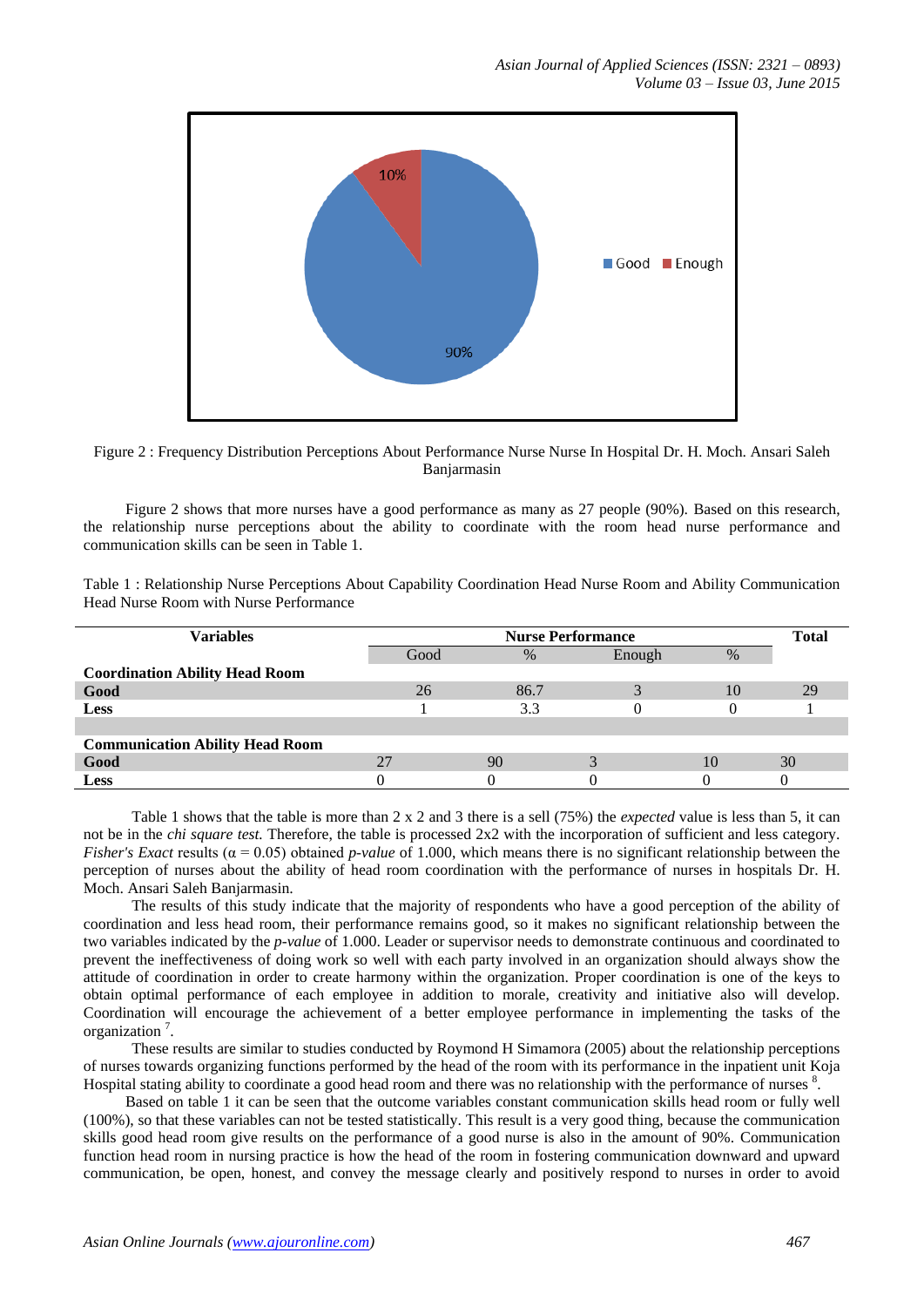Figure 2 : Frequency Distribution Perceptions About Performance Nurse Nurse In Hospital Dr. H. Moch. Ansari Saleh Banjarmasin

Figure 2 shows that more nurses have a good performance as many as 27 people (90%). Based on this research, the relationship nurse perceptions about the ability to coordinate with the room head nurse performance and communication skills can be seen in Table 1.

Table 1 : Relationship Nurse Perceptions About Capability Coordination Head Nurse Room and Ability Communication Head Nurse Room with Nurse Performance

| Variables | Nurse Performance | | | | Total |
|---|---|---|---|---|---|
| | Good | % | Enough | % | |
| **Coordination Ability Head Room** | | | | | |
| **Good** | 26 | 86.7 | 3 | 10 | 29 |
| **Less** | 1 | 3.3 | 0 | 0 | 1 |
| | | | | | |
| **Communication Ability Head Room** | | | | | |
| **Good** | 27 | 90 | 3 | 10 | 30 |
| **Less** | 0 | 0 | 0 | 0 | 0 |

Table 1 shows that the table is more than 2 x 2 and 3 there is a sell (75%) the *expected* value is less than 5, it can not be in the *chi square test.* Therefore, the table is processed 2x2 with the incorporation of sufficient and less category. *Fisher's Exact* results ($\alpha = 0.05$) obtained *p-value* of 1.000, which means there is no significant relationship between the perception of nurses about the ability of head room coordination with the performance of nurses in hospitals Dr. H. Moch. Ansari Saleh Banjarmasin.

The results of this study indicate that the majority of respondents who have a good perception of the ability of coordination and less head room, their performance remains good, so it makes no significant relationship between the two variables indicated by the *p-value* of 1.000. Leader or supervisor needs to demonstrate continuous and coordinated to prevent the ineffectiveness of doing work so well with each party involved in an organization should always show the attitude of coordination in order to create harmony within the organization. Proper coordination is one of the keys to obtain optimal performance of each employee in addition to morale, creativity and initiative also will develop. Coordination will encourage the achievement of a better employee performance in implementing the tasks of the organization [7].

These results are similar to studies conducted by Roymond H Simamora (2005) about the relationship perceptions of nurses towards organizing functions performed by the head of the room with its performance in the inpatient unit Koja Hospital stating ability to coordinate a good head room and there was no relationship with the performance of nurses [8].

Based on table 1 it can be seen that the outcome variables constant communication skills head room or fully well (100%), so that these variables can not be tested statistically. This result is a very good thing, because the communication skills good head room give results on the performance of a good nurse is also in the amount of 90%. Communication function head room in nursing practice is how the head of the room in fostering communication downward and upward communication, be open, honest, and convey the message clearly and positively respond to nurses in order to avoid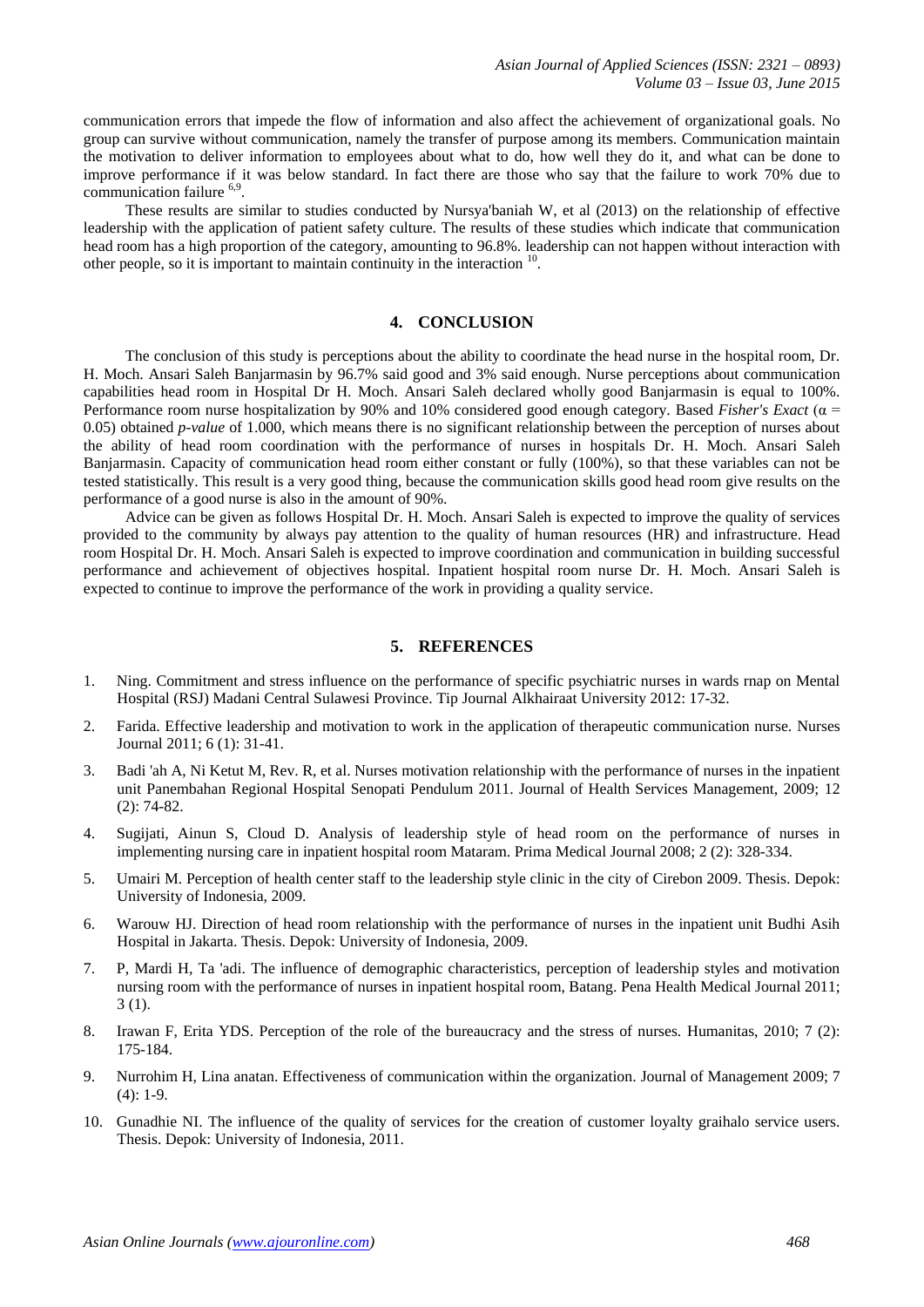communication errors that impede the flow of information and also affect the achievement of organizational goals. No group can survive without communication, namely the transfer of purpose among its members. Communication maintain the motivation to deliver information to employees about what to do, how well they do it, and what can be done to improve performance if it was below standard. In fact there are those who say that the failure to work 70% due to communication failure [6,9].

These results are similar to studies conducted by Nursya'baniah W, et al (2013) on the relationship of effective leadership with the application of patient safety culture. The results of these studies which indicate that communication head room has a high proportion of the category, amounting to 96.8%. leadership can not happen without interaction with other people, so it is important to maintain continuity in the interaction [10].

## 4. CONCLUSION

The conclusion of this study is perceptions about the ability to coordinate the head nurse in the hospital room, Dr. H. Moch. Ansari Saleh Banjarmasin by 96.7% said good and 3% said enough. Nurse perceptions about communication capabilities head room in Hospital Dr H. Moch. Ansari Saleh declared wholly good Banjarmasin is equal to 100%. Performance room nurse hospitalization by 90% and 10% considered good enough category. Based *Fisher's Exact* ($\alpha = 0.05$) obtained *p-value* of 1.000, which means there is no significant relationship between the perception of nurses about the ability of head room coordination with the performance of nurses in hospitals Dr. H. Moch. Ansari Saleh Banjarmasin. Capacity of communication head room either constant or fully (100%), so that these variables can not be tested statistically. This result is a very good thing, because the communication skills good head room give results on the performance of a good nurse is also in the amount of 90%.

Advice can be given as follows Hospital Dr. H. Moch. Ansari Saleh is expected to improve the quality of services provided to the community by always pay attention to the quality of human resources (HR) and infrastructure. Head room Hospital Dr. H. Moch. Ansari Saleh is expected to improve coordination and communication in building successful performance and achievement of objectives hospital. Inpatient hospital room nurse Dr. H. Moch. Ansari Saleh is expected to continue to improve the performance of the work in providing a quality service.

## 5. REFERENCES

1. Ning. Commitment and stress influence on the performance of specific psychiatric nurses in wards rnap on Mental Hospital (RSJ) Madani Central Sulawesi Province. Tip Journal Alkhairaat University 2012: 17-32.
2. Farida. Effective leadership and motivation to work in the application of therapeutic communication nurse. Nurses Journal 2011; 6 (1): 31-41.
3. Badi 'ah A, Ni Ketut M, Rev. R, et al. Nurses motivation relationship with the performance of nurses in the inpatient unit Panembahan Regional Hospital Senopati Pendulum 2011. Journal of Health Services Management, 2009; 12 (2): 74-82.
4. Sugijati, Ainun S, Cloud D. Analysis of leadership style of head room on the performance of nurses in implementing nursing care in inpatient hospital room Mataram. Prima Medical Journal 2008; 2 (2): 328-334.
5. Umairi M. Perception of health center staff to the leadership style clinic in the city of Cirebon 2009. Thesis. Depok: University of Indonesia, 2009.
6. Warouw HJ. Direction of head room relationship with the performance of nurses in the inpatient unit Budhi Asih Hospital in Jakarta. Thesis. Depok: University of Indonesia, 2009.
7. P, Mardi H, Ta 'adi. The influence of demographic characteristics, perception of leadership styles and motivation nursing room with the performance of nurses in inpatient hospital room, Batang. Pena Health Medical Journal 2011; 3 (1).
8. Irawan F, Erita YDS. Perception of the role of the bureaucracy and the stress of nurses. Humanitas, 2010; 7 (2): 175-184.
9. Nurrohim H, Lina anatan. Effectiveness of communication within the organization. Journal of Management 2009; 7 (4): 1-9.
10. Gunadhie NI. The influence of the quality of services for the creation of customer loyalty graihalo service users. Thesis. Depok: University of Indonesia, 2011.